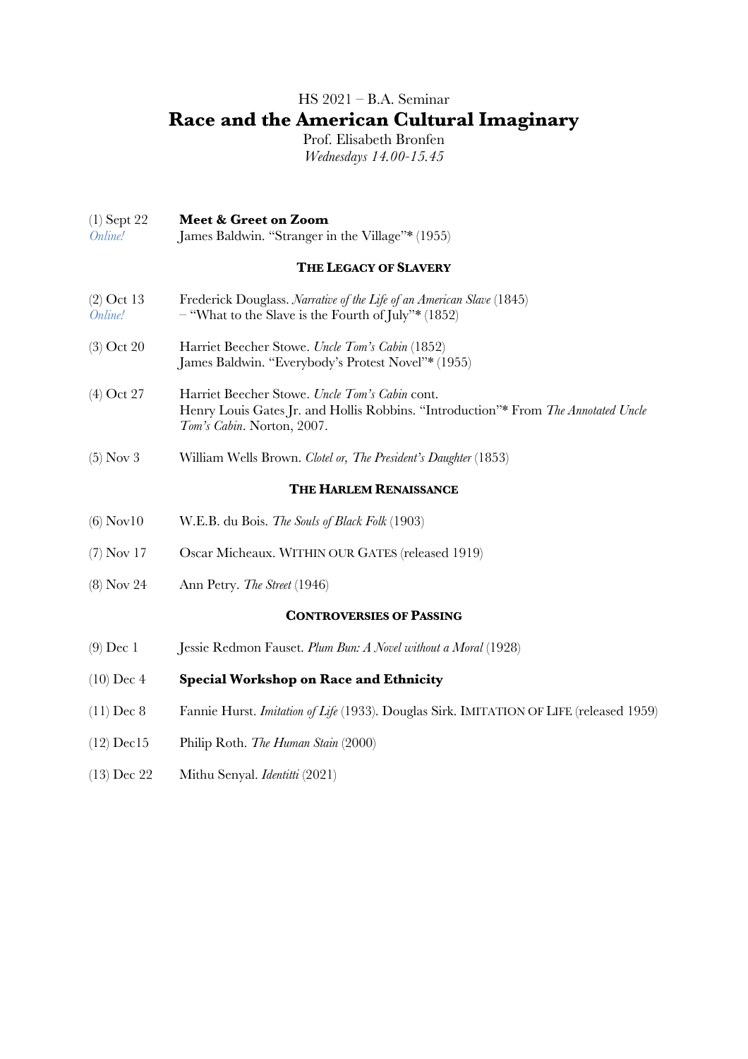HS 2021 – B.A. Seminar

# Race and the American Cultural Imaginary

Prof. Elisabeth Bronfen
*Wednesdays 14.00-15.45*

| | |
|---|---|
| (1) Sept 22 *Online!* | **Meet & Greet on Zoom** James Baldwin. "Stranger in the Village"* (1955) |

### THE LEGACY OF SLAVERY

| | |
|---|---|
| (2) Oct 13 *Online!* | Frederick Douglass. *Narrative of the Life of an American Slave* (1845) – "What to the Slave is the Fourth of July"* (1852) |
| (3) Oct 20 | Harriet Beecher Stowe. *Uncle Tom's Cabin* (1852) James Baldwin. "Everybody's Protest Novel"* (1955) |
| (4) Oct 27 | Harriet Beecher Stowe. *Uncle Tom's Cabin* cont. Henry Louis Gates Jr. and Hollis Robbins. "Introduction"* From *The Annotated Uncle Tom's Cabin*. Norton, 2007. |
| (5) Nov 3 | William Wells Brown. *Clotel or, The President's Daughter* (1853) |

### THE HARLEM RENAISSANCE

| | |
|---|---|
| (6) Nov10 | W.E.B. du Bois. *The Souls of Black Folk* (1903) |
| (7) Nov 17 | Oscar Micheaux. WITHIN OUR GATES (released 1919) |
| (8) Nov 24 | Ann Petry. *The Street* (1946) |

### CONTROVERSIES OF PASSING

| | |
|---|---|
| (9) Dec 1 | Jessie Redmon Fauset. *Plum Bun: A Novel without a Moral* (1928) |
| (10) Dec 4 | **Special Workshop on Race and Ethnicity** |
| (11) Dec 8 | Fannie Hurst. *Imitation of Life* (1933). Douglas Sirk. IMITATION OF LIFE (released 1959) |
| (12) Dec15 | Philip Roth. *The Human Stain* (2000) |
| (13) Dec 22 | Mithu Senyal. *Identitti* (2021) |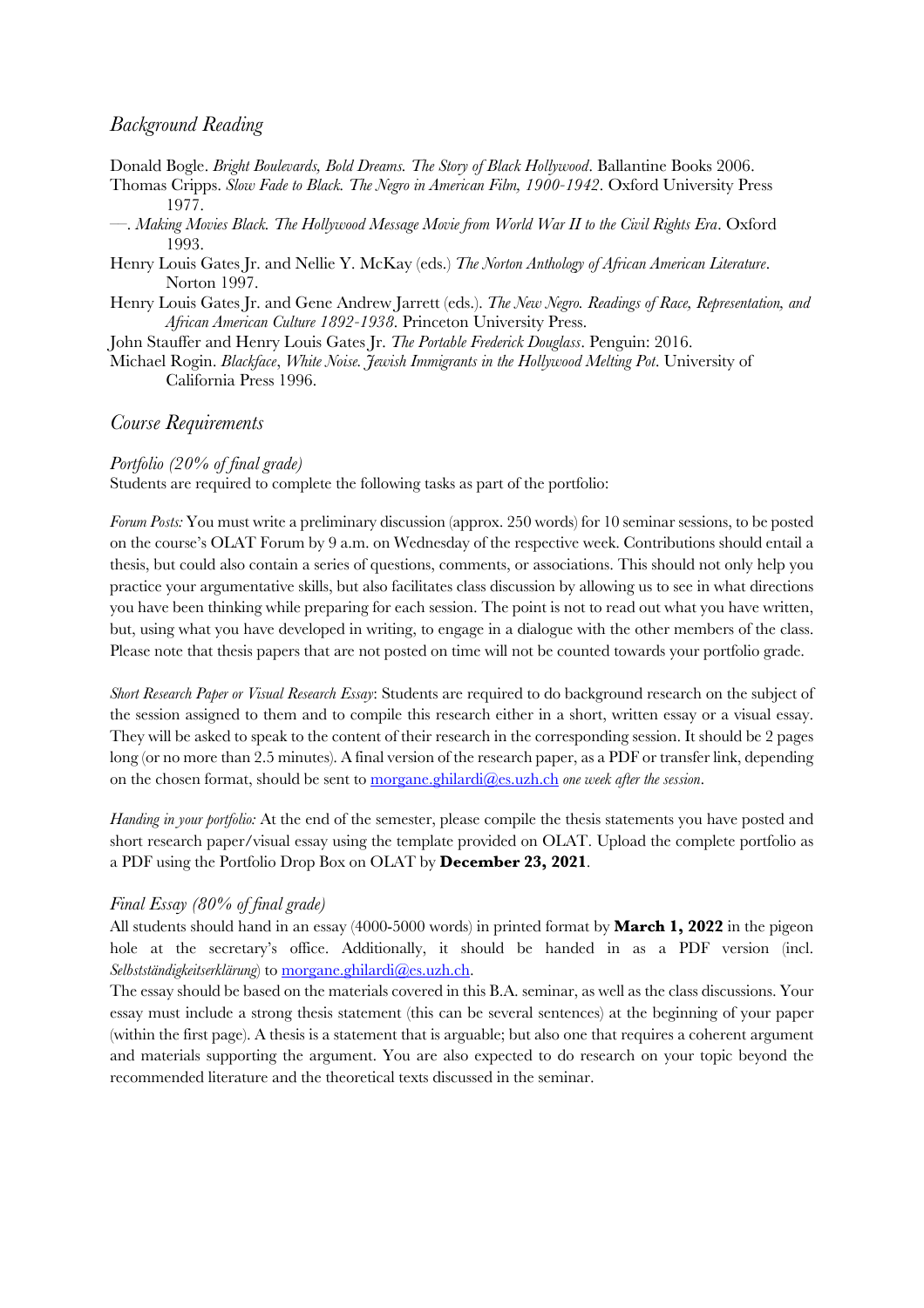## *Background Reading*

Donald Bogle. *Bright Boulevards, Bold Dreams. The Story of Black Hollywood*. Ballantine Books 2006.

Thomas Cripps. *Slow Fade to Black. The Negro in American Film, 1900-1942*. Oxford University Press 1977.

—. *Making Movies Black. The Hollywood Message Movie from World War II to the Civil Rights Era*. Oxford 1993.

Henry Louis Gates Jr. and Nellie Y. McKay (eds.) *The Norton Anthology of African American Literature*. Norton 1997.

Henry Louis Gates Jr. and Gene Andrew Jarrett (eds.). *The New Negro. Readings of Race, Representation, and African American Culture 1892-1938*. Princeton University Press.

John Stauffer and Henry Louis Gates Jr. *The Portable Frederick Douglass*. Penguin: 2016.

Michael Rogin. *Blackface, White Noise. Jewish Immigrants in the Hollywood Melting Pot*. University of California Press 1996.

## *Course Requirements*

### *Portfolio (20% of final grade)*

Students are required to complete the following tasks as part of the portfolio:

*Forum Posts:* You must write a preliminary discussion (approx. 250 words) for 10 seminar sessions, to be posted on the course's OLAT Forum by 9 a.m. on Wednesday of the respective week. Contributions should entail a thesis, but could also contain a series of questions, comments, or associations. This should not only help you practice your argumentative skills, but also facilitates class discussion by allowing us to see in what directions you have been thinking while preparing for each session. The point is not to read out what you have written, but, using what you have developed in writing, to engage in a dialogue with the other members of the class. Please note that thesis papers that are not posted on time will not be counted towards your portfolio grade.

*Short Research Paper or Visual Research Essay*: Students are required to do background research on the subject of the session assigned to them and to compile this research either in a short, written essay or a visual essay. They will be asked to speak to the content of their research in the corresponding session. It should be 2 pages long (or no more than 2.5 minutes). A final version of the research paper, as a PDF or transfer link, depending on the chosen format, should be sent to morgane.ghilardi@es.uzh.ch *one week after the session*.

*Handing in your portfolio:* At the end of the semester, please compile the thesis statements you have posted and short research paper/visual essay using the template provided on OLAT. Upload the complete portfolio as a PDF using the Portfolio Drop Box on OLAT by **December 23, 2021**.

### *Final Essay (80% of final grade)*

All students should hand in an essay (4000-5000 words) in printed format by **March 1, 2022** in the pigeon hole at the secretary's office. Additionally, it should be handed in as a PDF version (incl. *Selbstständigkeitserklärung*) to morgane.ghilardi@es.uzh.ch.

The essay should be based on the materials covered in this B.A. seminar, as well as the class discussions. Your essay must include a strong thesis statement (this can be several sentences) at the beginning of your paper (within the first page). A thesis is a statement that is arguable; but also one that requires a coherent argument and materials supporting the argument. You are also expected to do research on your topic beyond the recommended literature and the theoretical texts discussed in the seminar.